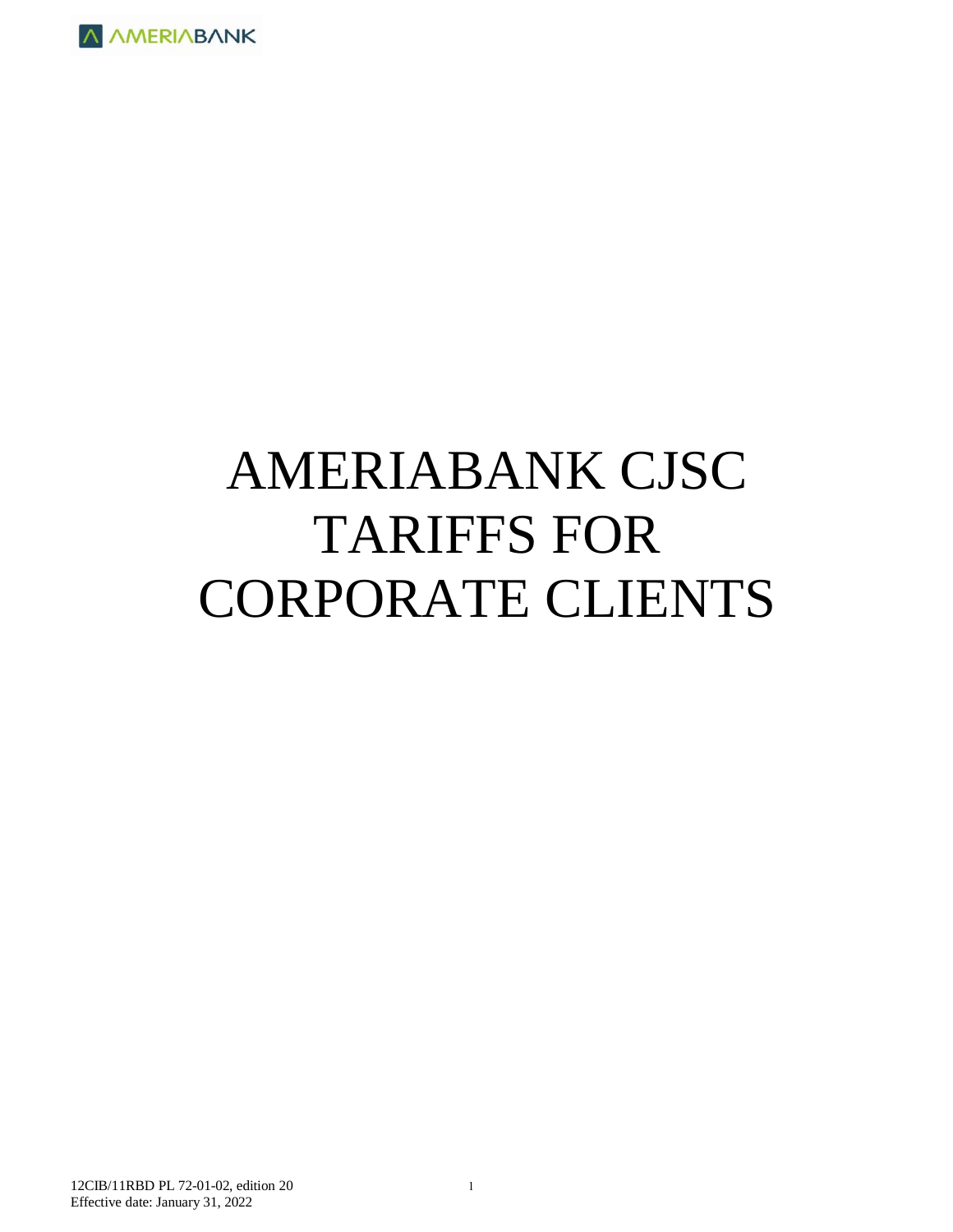# AMERIABANK CJSC TARIFFS FOR CORPORATE CLIENTS

12CIB/11RBD PL 72-01-02, edition 20
Effective date: January 31, 2022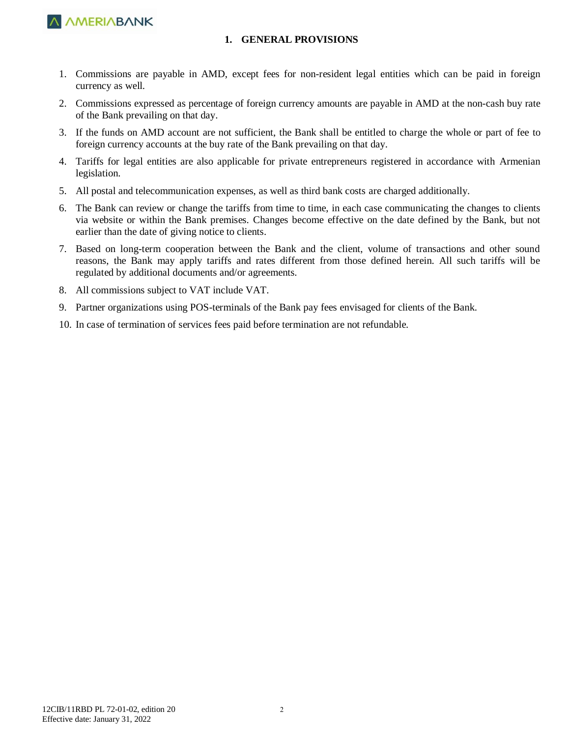# 1. GENERAL PROVISIONS

1. Commissions are payable in AMD, except fees for non-resident legal entities which can be paid in foreign currency as well.
2. Commissions expressed as percentage of foreign currency amounts are payable in AMD at the non-cash buy rate of the Bank prevailing on that day.
3. If the funds on AMD account are not sufficient, the Bank shall be entitled to charge the whole or part of fee to foreign currency accounts at the buy rate of the Bank prevailing on that day.
4. Tariffs for legal entities are also applicable for private entrepreneurs registered in accordance with Armenian legislation.
5. All postal and telecommunication expenses, as well as third bank costs are charged additionally.
6. The Bank can review or change the tariffs from time to time, in each case communicating the changes to clients via website or within the Bank premises. Changes become effective on the date defined by the Bank, but not earlier than the date of giving notice to clients.
7. Based on long-term cooperation between the Bank and the client, volume of transactions and other sound reasons, the Bank may apply tariffs and rates different from those defined herein. All such tariffs will be regulated by additional documents and/or agreements.
8. All commissions subject to VAT include VAT.
9. Partner organizations using POS-terminals of the Bank pay fees envisaged for clients of the Bank.
10. In case of termination of services fees paid before termination are not refundable.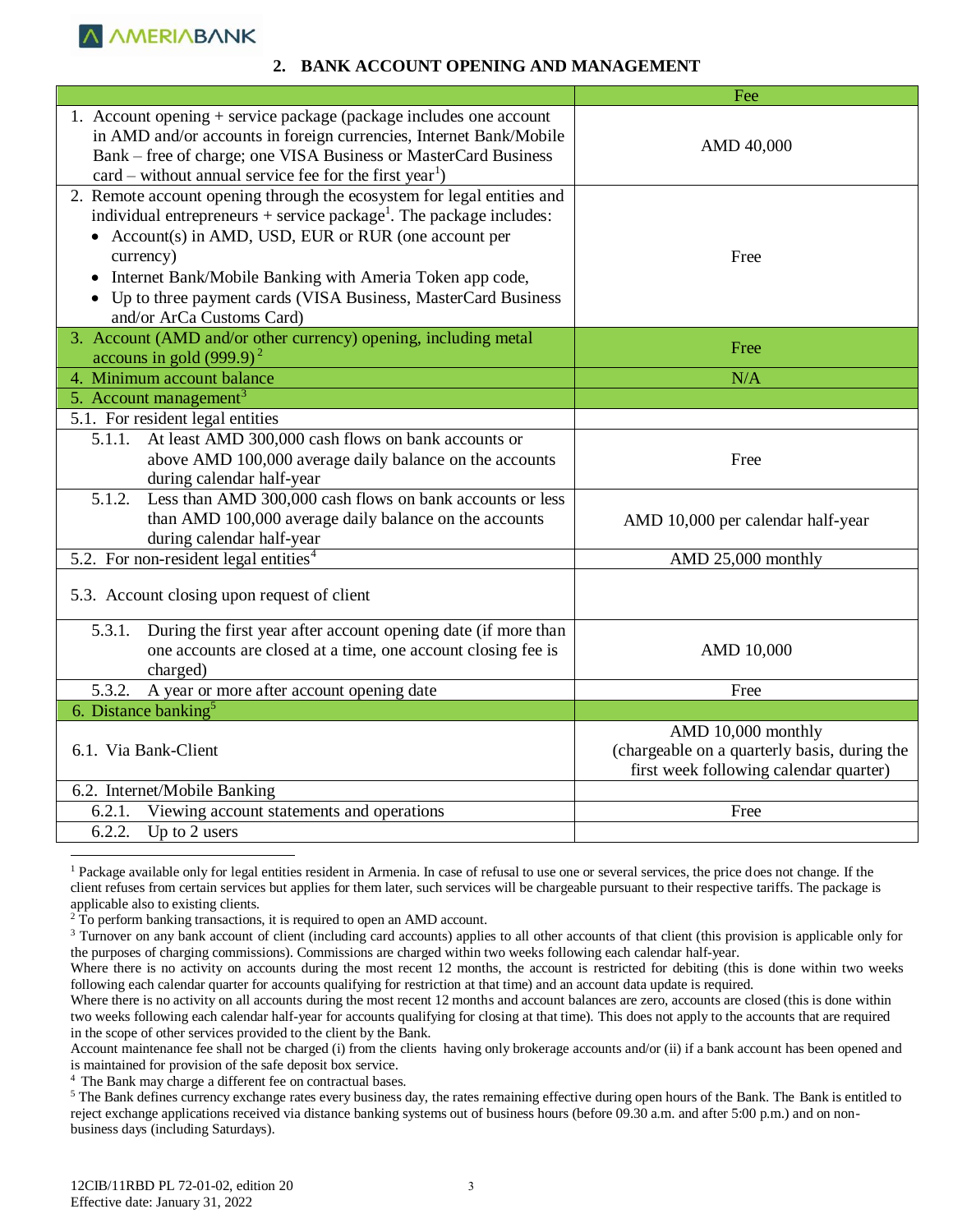## 2. BANK ACCOUNT OPENING AND MANAGEMENT

| | Fee |
|---|---|
| 1. Account opening + service package (package includes one account in AMD and/or accounts in foreign currencies, Internet Bank/Mobile Bank – free of charge; one VISA Business or MasterCard Business card – without annual service fee for the first year[1]) | AMD 40,000 |
| 2. Remote account opening through the ecosystem for legal entities and individual entrepreneurs + service package[1]. The package includes: • Account(s) in AMD, USD, EUR or RUR (one account per currency) • Internet Bank/Mobile Banking with Ameria Token app code, • Up to three payment cards (VISA Business, MasterCard Business and/or ArCa Customs Card) | Free |
| 3. Account (AMD and/or other currency) opening, including metal accouns in gold (999.9)[2] | Free |
| 4. Minimum account balance | N/A |
| 5. Account management[3] | |
| 5.1. For resident legal entities | |
| 5.1.1. At least AMD 300,000 cash flows on bank accounts or above AMD 100,000 average daily balance on the accounts during calendar half-year | Free |
| 5.1.2. Less than AMD 300,000 cash flows on bank accounts or less than AMD 100,000 average daily balance on the accounts during calendar half-year | AMD 10,000 per calendar half-year |
| 5.2. For non-resident legal entities[4] | AMD 25,000 monthly |
| 5.3. Account closing upon request of client | |
| 5.3.1. During the first year after account opening date (if more than one accounts are closed at a time, one account closing fee is charged) | AMD 10,000 |
| 5.3.2. A year or more after account opening date | Free |
| 6. Distance banking[5] | |
| 6.1. Via Bank-Client | AMD 10,000 monthly (chargeable on a quarterly basis, during the first week following calendar quarter) |
| 6.2. Internet/Mobile Banking | |
| 6.2.1. Viewing account statements and operations | Free |
| 6.2.2. Up to 2 users | |

[1] Package available only for legal entities resident in Armenia. In case of refusal to use one or several services, the price does not change. If the client refuses from certain services but applies for them later, such services will be chargeable pursuant to their respective tariffs. The package is applicable also to existing clients.

[2] To perform banking transactions, it is required to open an AMD account.

[3] Turnover on any bank account of client (including card accounts) applies to all other accounts of that client (this provision is applicable only for the purposes of charging commissions). Commissions are charged within two weeks following each calendar half-year.

Where there is no activity on accounts during the most recent 12 months, the account is restricted for debiting (this is done within two weeks following each calendar quarter for accounts qualifying for restriction at that time) and an account data update is required.

Where there is no activity on all accounts during the most recent 12 months and account balances are zero, accounts are closed (this is done within two weeks following each calendar half-year for accounts qualifying for closing at that time). This does not apply to the accounts that are required in the scope of other services provided to the client by the Bank.

Account maintenance fee shall not be charged (i) from the clients having only brokerage accounts and/or (ii) if a bank account has been opened and is maintained for provision of the safe deposit box service.

[4] The Bank may charge a different fee on contractual bases.

[5] The Bank defines currency exchange rates every business day, the rates remaining effective during open hours of the Bank. The Bank is entitled to reject exchange applications received via distance banking systems out of business hours (before 09.30 a.m. and after 5:00 p.m.) and on non-business days (including Saturdays).

12CIB/11RBD PL 72-01-02, edition 20
Effective date: January 31, 2022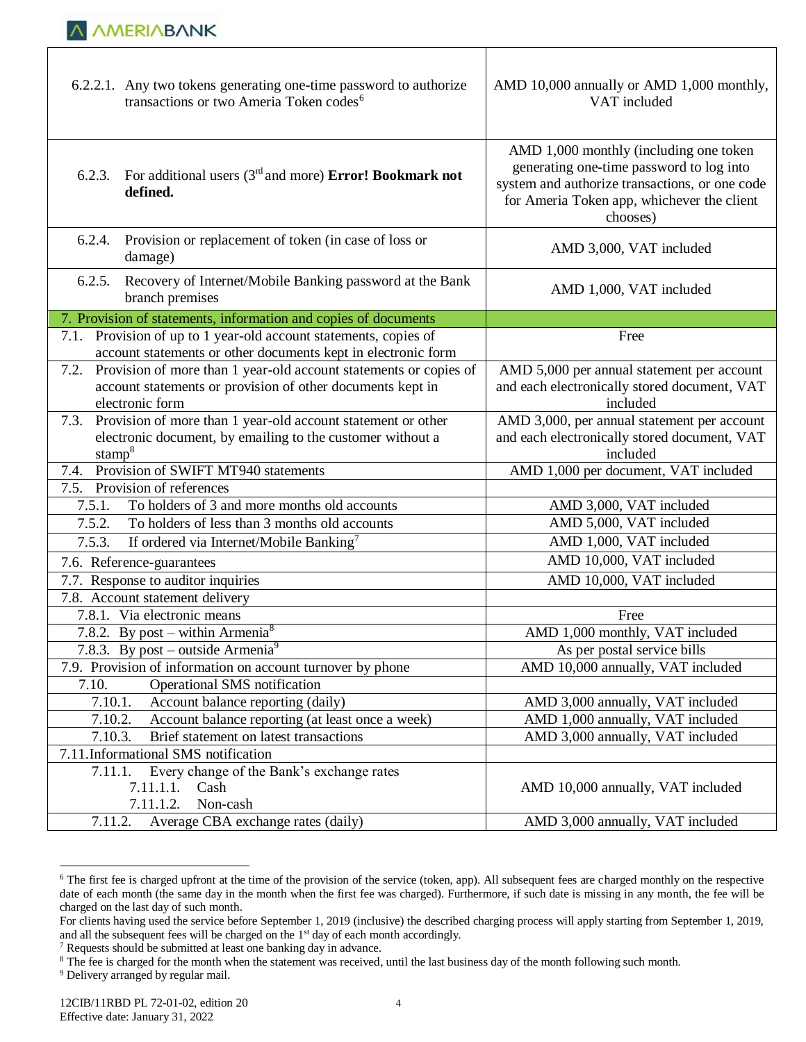| | |
|---|---|
| 6.2.2.1. Any two tokens generating one-time password to authorize transactions or two Ameria Token codes[6] | AMD 10,000 annually or AMD 1,000 monthly, VAT included |
| 6.2.3. For additional users (3rd and more) **Error! Bookmark not defined.** | AMD 1,000 monthly (including one token generating one-time password to log into system and authorize transactions, or one code for Ameria Token app, whichever the client chooses) |
| 6.2.4. Provision or replacement of token (in case of loss or damage) | AMD 3,000, VAT included |
| 6.2.5. Recovery of Internet/Mobile Banking password at the Bank branch premises | AMD 1,000, VAT included |
| 7. Provision of statements, information and copies of documents | |
| 7.1. Provision of up to 1 year-old account statements, copies of account statements or other documents kept in electronic form | Free |
| 7.2. Provision of more than 1 year-old account statements or copies of account statements or provision of other documents kept in electronic form | AMD 5,000 per annual statement per account and each electronically stored document, VAT included |
| 7.3. Provision of more than 1 year-old account statement or other electronic document, by emailing to the customer without a stamp[8] | AMD 3,000, per annual statement per account and each electronically stored document, VAT included |
| 7.4. Provision of SWIFT MT940 statements | AMD 1,000 per document, VAT included |
| 7.5. Provision of references | |
| 7.5.1. To holders of 3 and more months old accounts | AMD 3,000, VAT included |
| 7.5.2. To holders of less than 3 months old accounts | AMD 5,000, VAT included |
| 7.5.3. If ordered via Internet/Mobile Banking[7] | AMD 1,000, VAT included |
| 7.6. Reference-guarantees | AMD 10,000, VAT included |
| 7.7. Response to auditor inquiries | AMD 10,000, VAT included |
| 7.8. Account statement delivery | |
| 7.8.1. Via electronic means | Free |
| 7.8.2. By post – within Armenia[8] | AMD 1,000 monthly, VAT included |
| 7.8.3. By post – outside Armenia[9] | As per postal service bills |
| 7.9. Provision of information on account turnover by phone | AMD 10,000 annually, VAT included |
| 7.10. Operational SMS notification | |
| 7.10.1. Account balance reporting (daily) | AMD 3,000 annually, VAT included |
| 7.10.2. Account balance reporting (at least once a week) | AMD 1,000 annually, VAT included |
| 7.10.3. Brief statement on latest transactions | AMD 3,000 annually, VAT included |
| 7.11. Informational SMS notification | |
| 7.11.1. Every change of the Bank's exchange rates<br>7.11.1.1. Cash<br>7.11.1.2. Non-cash | AMD 10,000 annually, VAT included |
| 7.11.2. Average CBA exchange rates (daily) | AMD 3,000 annually, VAT included |

[6] The first fee is charged upfront at the time of the provision of the service (token, app). All subsequent fees are charged monthly on the respective date of each month (the same day in the month when the first fee was charged). Furthermore, if such date is missing in any month, the fee will be charged on the last day of such month.
For clients having used the service before September 1, 2019 (inclusive) the described charging process will apply starting from September 1, 2019, and all the subsequent fees will be charged on the 1st day of each month accordingly.

[7] Requests should be submitted at least one banking day in advance.

[8] The fee is charged for the month when the statement was received, until the last business day of the month following such month.

[9] Delivery arranged by regular mail.

12CIB/11RBD PL 72-01-02, edition 20
Effective date: January 31, 2022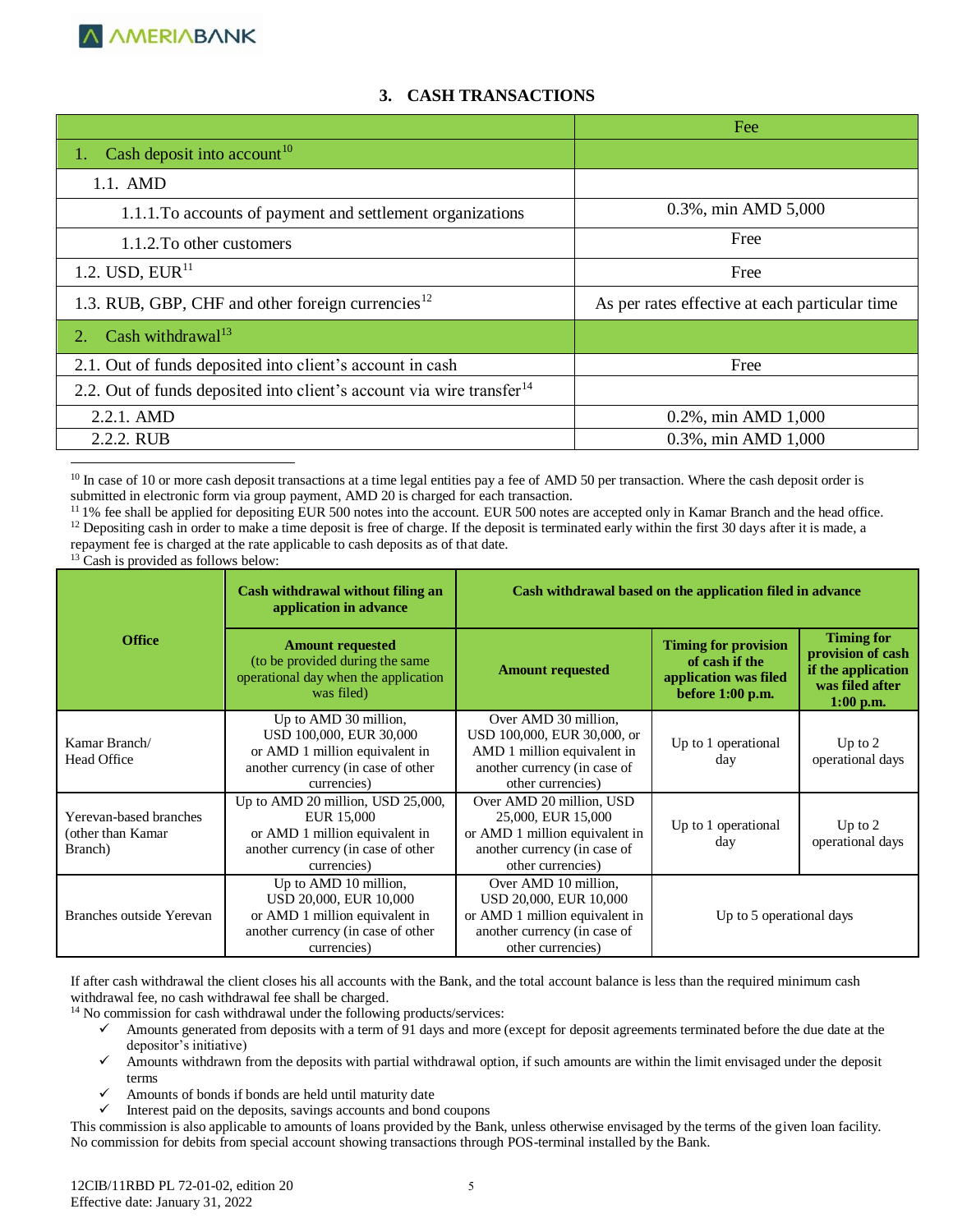## 3. CASH TRANSACTIONS

| | Fee |
|---|---|
| 1. Cash deposit into account[10] | |
| 1.1. AMD | |
| 1.1.1. To accounts of payment and settlement organizations | 0.3%, min AMD 5,000 |
| 1.1.2. To other customers | Free |
| 1.2. USD, EUR[11] | Free |
| 1.3. RUB, GBP, CHF and other foreign currencies[12] | As per rates effective at each particular time |
| 2. Cash withdrawal[13] | |
| 2.1. Out of funds deposited into client's account in cash | Free |
| 2.2. Out of funds deposited into client's account via wire transfer[14] | |
| 2.2.1. AMD | 0.2%, min AMD 1,000 |
| 2.2.2. RUB | 0.3%, min AMD 1,000 |

[10] In case of 10 or more cash deposit transactions at a time legal entities pay a fee of AMD 50 per transaction. Where the cash deposit order is submitted in electronic form via group payment, AMD 20 is charged for each transaction.

[11] 1% fee shall be applied for depositing EUR 500 notes into the account. EUR 500 notes are accepted only in Kamar Branch and the head office.

[12] Depositing cash in order to make a time deposit is free of charge. If the deposit is terminated early within the first 30 days after it is made, a repayment fee is charged at the rate applicable to cash deposits as of that date.

[13] Cash is provided as follows below:

| Office | Cash withdrawal without filing an application in advance | Cash withdrawal based on the application filed in advance | | |
|---|---|---|---|---|
| | **Amount requested** (to be provided during the same operational day when the application was filed) | **Amount requested** | **Timing for provision of cash if the application was filed before 1:00 p.m.** | **Timing for provision of cash if the application was filed after 1:00 p.m.** |
| Kamar Branch/ Head Office | Up to AMD 30 million, USD 100,000, EUR 30,000 or AMD 1 million equivalent in another currency (in case of other currencies) | Over AMD 30 million, USD 100,000, EUR 30,000, or AMD 1 million equivalent in another currency (in case of other currencies) | Up to 1 operational day | Up to 2 operational days |
| Yerevan-based branches (other than Kamar Branch) | Up to AMD 20 million, USD 25,000, EUR 15,000 or AMD 1 million equivalent in another currency (in case of other currencies) | Over AMD 20 million, USD 25,000, EUR 15,000 or AMD 1 million equivalent in another currency (in case of other currencies) | Up to 1 operational day | Up to 2 operational days |
| Branches outside Yerevan | Up to AMD 10 million, USD 20,000, EUR 10,000 or AMD 1 million equivalent in another currency (in case of other currencies) | Over AMD 10 million, USD 20,000, EUR 10,000 or AMD 1 million equivalent in another currency (in case of other currencies) | Up to 5 operational days | |

If after cash withdrawal the client closes his all accounts with the Bank, and the total account balance is less than the required minimum cash withdrawal fee, no cash withdrawal fee shall be charged.

[14] No commission for cash withdrawal under the following products/services:

- ✓ Amounts generated from deposits with a term of 91 days and more (except for deposit agreements terminated before the due date at the depositor's initiative)
- ✓ Amounts withdrawn from the deposits with partial withdrawal option, if such amounts are within the limit envisaged under the deposit terms
- ✓ Amounts of bonds if bonds are held until maturity date
- ✓ Interest paid on the deposits, savings accounts and bond coupons

This commission is also applicable to amounts of loans provided by the Bank, unless otherwise envisaged by the terms of the given loan facility. No commission for debits from special account showing transactions through POS-terminal installed by the Bank.

12CIB/11RBD PL 72-01-02, edition 20
Effective date: January 31, 2022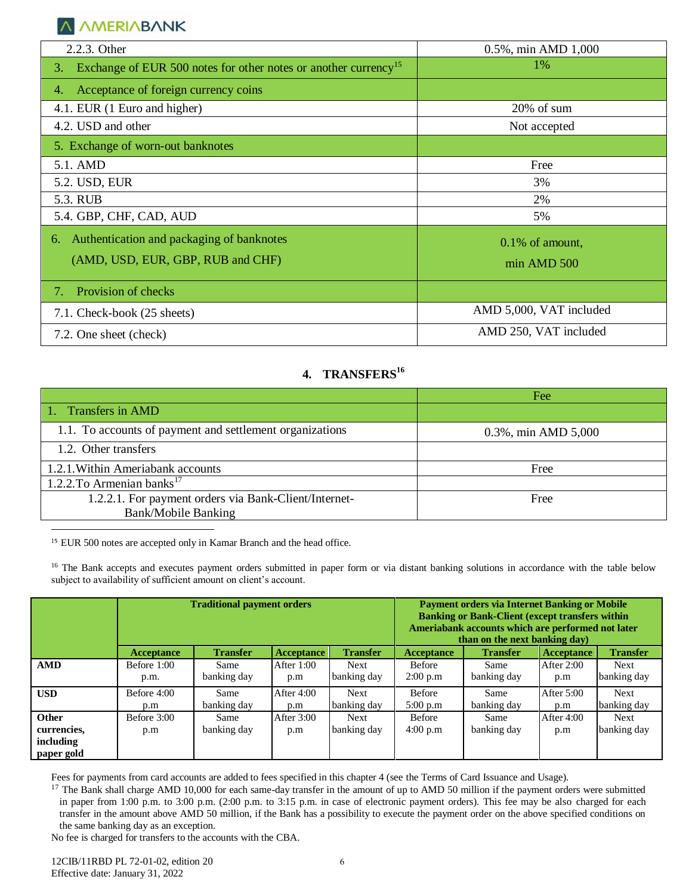| | |
|---|---|
| 2.2.3. Other | 0.5%, min AMD 1,000 |
| 3. Exchange of EUR 500 notes for other notes or another currency[15] | 1% |
| 4. Acceptance of foreign currency coins | |
| 4.1. EUR (1 Euro and higher) | 20% of sum |
| 4.2. USD and other | Not accepted |
| 5. Exchange of worn-out banknotes | |
| 5.1. AMD | Free |
| 5.2. USD, EUR | 3% |
| 5.3. RUB | 2% |
| 5.4. GBP, CHF, CAD, AUD | 5% |
| 6. Authentication and packaging of banknotes (AMD, USD, EUR, GBP, RUB and CHF) | 0.1% of amount, min AMD 500 |
| 7. Provision of checks | |
| 7.1. Check-book (25 sheets) | AMD 5,000, VAT included |
| 7.2. One sheet (check) | AMD 250, VAT included |

## 4. TRANSFERS[16]

| | Fee |
|---|---|
| 1. Transfers in AMD | |
| 1.1. To accounts of payment and settlement organizations | 0.3%, min AMD 5,000 |
| 1.2. Other transfers | |
| 1.2.1. Within Ameriabank accounts | Free |
| 1.2.2. To Armenian banks[17] | |
| 1.2.2.1. For payment orders via Bank-Client/Internet-Bank/Mobile Banking | Free |

[15] EUR 500 notes are accepted only in Kamar Branch and the head office.

[16] The Bank accepts and executes payment orders submitted in paper form or via distant banking solutions in accordance with the table below subject to availability of sufficient amount on client's account.

| | Traditional payment orders | | | | Payment orders via Internet Banking or Mobile Banking or Bank-Client (except transfers within Ameriabank accounts which are performed not later than on the next banking day) | | | |
|---|---|---|---|---|---|---|---|---|
| | Acceptance | Transfer | Acceptance | Transfer | Acceptance | Transfer | Acceptance | Transfer |
| **AMD** | Before 1:00 p.m. | Same banking day | After 1:00 p.m | Next banking day | Before 2:00 p.m | Same banking day | After 2:00 p.m | Next banking day |
| **USD** | Before 4:00 p.m | Same banking day | After 4:00 p.m | Next banking day | Before 5:00 p.m | Same banking day | After 5:00 p.m | Next banking day |
| **Other currencies, including paper gold** | Before 3:00 p.m | Same banking day | After 3:00 p.m | Next banking day | Before 4:00 p.m | Same banking day | After 4:00 p.m | Next banking day |

Fees for payments from card accounts are added to fees specified in this chapter 4 (see the Terms of Card Issuance and Usage).

[17] The Bank shall charge AMD 10,000 for each same-day transfer in the amount of up to AMD 50 million if the payment orders were submitted in paper from 1:00 p.m. to 3:00 p.m. (2:00 p.m. to 3:15 p.m. in case of electronic payment orders). This fee may be also charged for each transfer in the amount above AMD 50 million, if the Bank has a possibility to execute the payment order on the above specified conditions on the same banking day as an exception.

No fee is charged for transfers to the accounts with the CBA.

12CIB/11RBD PL 72-01-02, edition 20
Effective date: January 31, 2022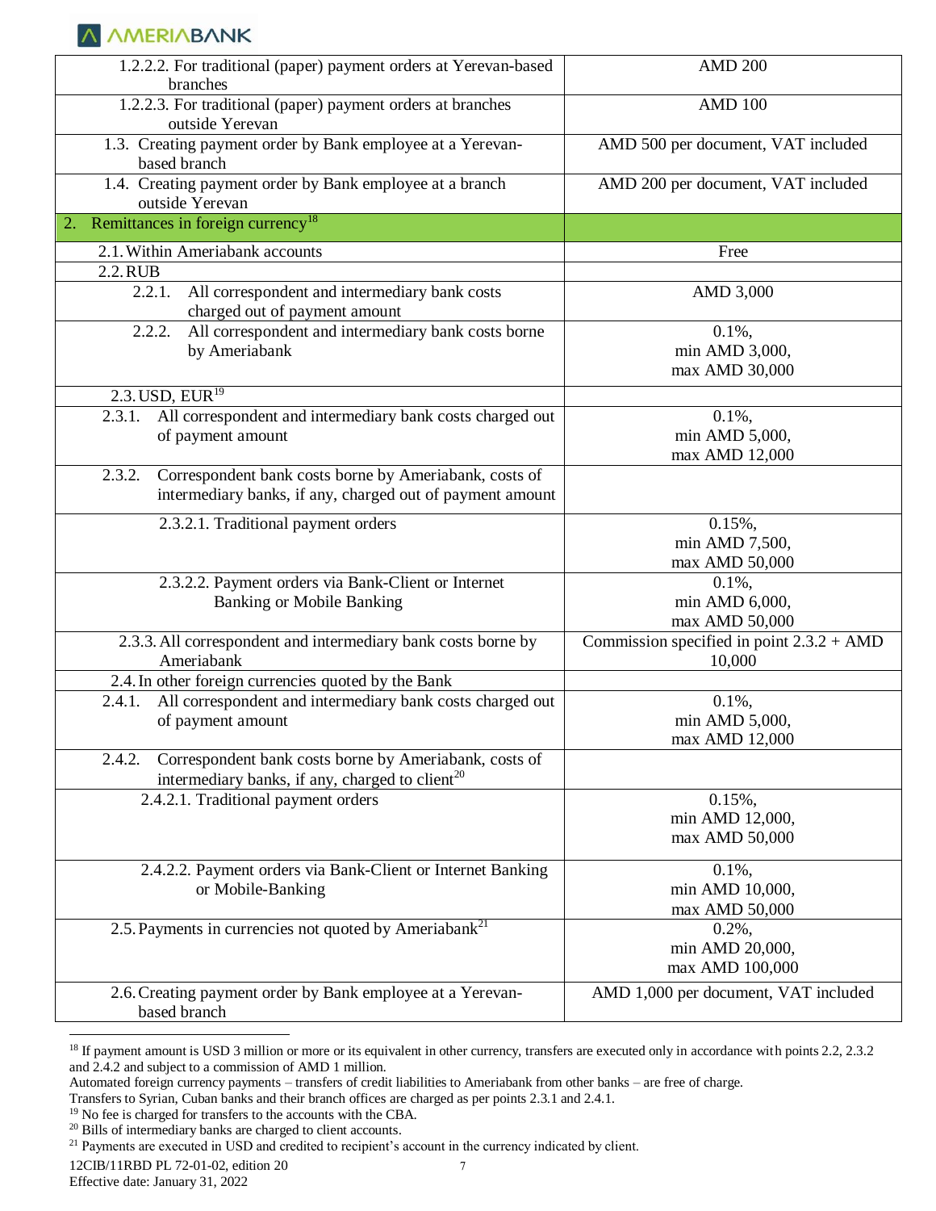| | |
|---|---|
| 1.2.2.2. For traditional (paper) payment orders at Yerevan-based branches | AMD 200 |
| 1.2.2.3. For traditional (paper) payment orders at branches outside Yerevan | AMD 100 |
| 1.3. Creating payment order by Bank employee at a Yerevan-based branch | AMD 500 per document, VAT included |
| 1.4. Creating payment order by Bank employee at a branch outside Yerevan | AMD 200 per document, VAT included |
| **2. Remittances in foreign currency[18]** | |
| 2.1. Within Ameriabank accounts | Free |
| 2.2. RUB | |
| 2.2.1. All correspondent and intermediary bank costs charged out of payment amount | AMD 3,000 |
| 2.2.2. All correspondent and intermediary bank costs borne by Ameriabank | 0.1%, min AMD 3,000, max AMD 30,000 |
| 2.3. USD, EUR[19] | |
| 2.3.1. All correspondent and intermediary bank costs charged out of payment amount | 0.1%, min AMD 5,000, max AMD 12,000 |
| 2.3.2. Correspondent bank costs borne by Ameriabank, costs of intermediary banks, if any, charged out of payment amount | |
| 2.3.2.1. Traditional payment orders | 0.15%, min AMD 7,500, max AMD 50,000 |
| 2.3.2.2. Payment orders via Bank-Client or Internet Banking or Mobile Banking | 0.1%, min AMD 6,000, max AMD 50,000 |
| 2.3.3. All correspondent and intermediary bank costs borne by Ameriabank | Commission specified in point 2.3.2 + AMD 10,000 |
| 2.4. In other foreign currencies quoted by the Bank | |
| 2.4.1. All correspondent and intermediary bank costs charged out of payment amount | 0.1%, min AMD 5,000, max AMD 12,000 |
| 2.4.2. Correspondent bank costs borne by Ameriabank, costs of intermediary banks, if any, charged to client[20] | |
| 2.4.2.1. Traditional payment orders | 0.15%, min AMD 12,000, max AMD 50,000 |
| 2.4.2.2. Payment orders via Bank-Client or Internet Banking or Mobile-Banking | 0.1%, min AMD 10,000, max AMD 50,000 |
| 2.5. Payments in currencies not quoted by Ameriabank[21] | 0.2%, min AMD 20,000, max AMD 100,000 |
| 2.6. Creating payment order by Bank employee at a Yerevan-based branch | AMD 1,000 per document, VAT included |

[18] If payment amount is USD 3 million or more or its equivalent in other currency, transfers are executed only in accordance with points 2.2, 2.3.2 and 2.4.2 and subject to a commission of AMD 1 million.
Automated foreign currency payments – transfers of credit liabilities to Ameriabank from other banks – are free of charge.
Transfers to Syrian, Cuban banks and their branch offices are charged as per points 2.3.1 and 2.4.1.

[19] No fee is charged for transfers to the accounts with the CBA.

[20] Bills of intermediary banks are charged to client accounts.

[21] Payments are executed in USD and credited to recipient's account in the currency indicated by client.

12CIB/11RBD PL 72-01-02, edition 20
Effective date: January 31, 2022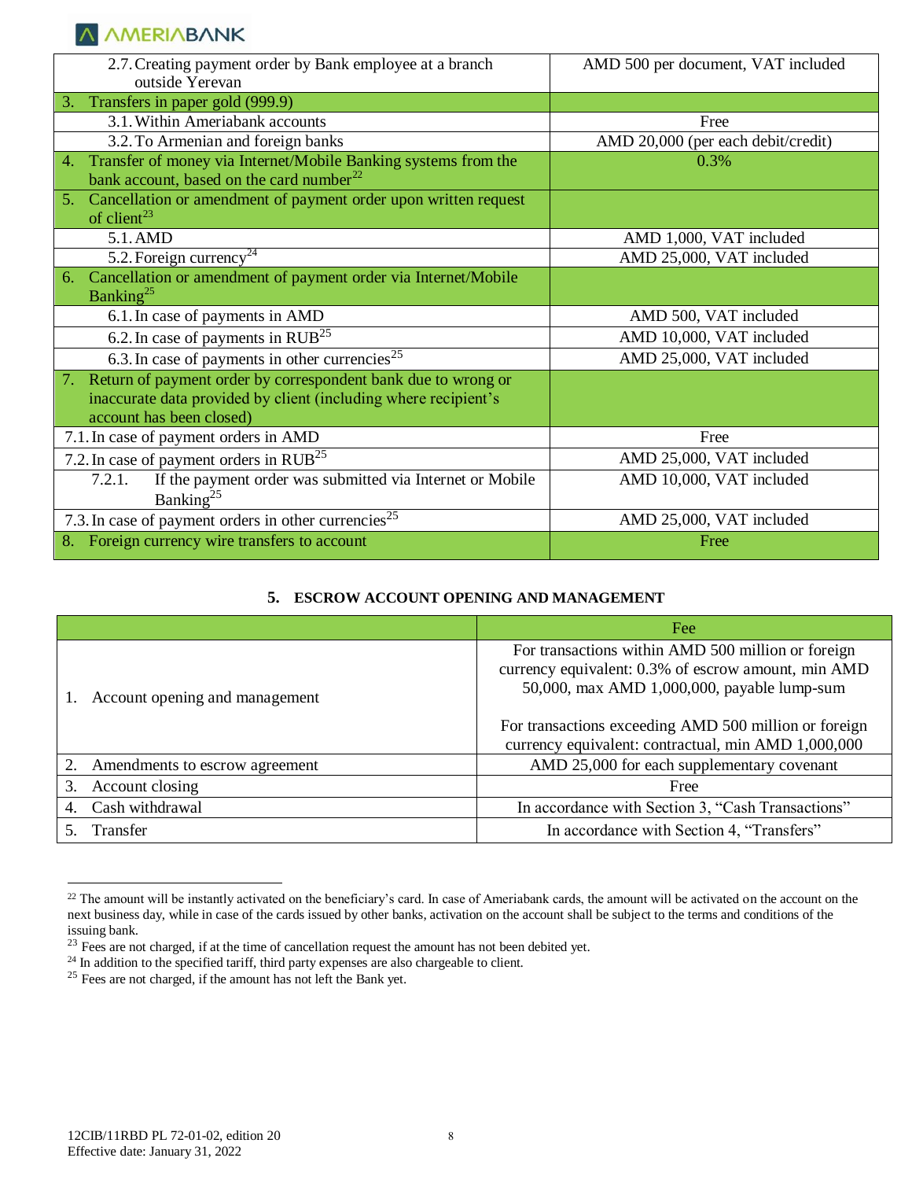| | |
|---|---|
| 2.7. Creating payment order by Bank employee at a branch outside Yerevan | AMD 500 per document, VAT included |
| **3. Transfers in paper gold (999.9)** | |
| 3.1. Within Ameriabank accounts | Free |
| 3.2. To Armenian and foreign banks | AMD 20,000 (per each debit/credit) |
| **4. Transfer of money via Internet/Mobile Banking systems from the bank account, based on the card number[22]** | 0.3% |
| **5. Cancellation or amendment of payment order upon written request of client[23]** | |
| 5.1. AMD | AMD 1,000, VAT included |
| 5.2. Foreign currency[24] | AMD 25,000, VAT included |
| **6. Cancellation or amendment of payment order via Internet/Mobile Banking[25]** | |
| 6.1. In case of payments in AMD | AMD 500, VAT included |
| 6.2. In case of payments in RUB[25] | AMD 10,000, VAT included |
| 6.3. In case of payments in other currencies[25] | AMD 25,000, VAT included |
| **7. Return of payment order by correspondent bank due to wrong or inaccurate data provided by client (including where recipient's account has been closed)** | |
| 7.1. In case of payment orders in AMD | Free |
| 7.2. In case of payment orders in RUB[25] | AMD 25,000, VAT included |
| 7.2.1. If the payment order was submitted via Internet or Mobile Banking[25] | AMD 10,000, VAT included |
| 7.3. In case of payment orders in other currencies[25] | AMD 25,000, VAT included |
| **8. Foreign currency wire transfers to account** | Free |

## 5. ESCROW ACCOUNT OPENING AND MANAGEMENT

| | Fee |
|---|---|
| 1. Account opening and management | For transactions within AMD 500 million or foreign currency equivalent: 0.3% of escrow amount, min AMD 50,000, max AMD 1,000,000, payable lump-sum<br><br>For transactions exceeding AMD 500 million or foreign currency equivalent: contractual, min AMD 1,000,000 |
| 2. Amendments to escrow agreement | AMD 25,000 for each supplementary covenant |
| 3. Account closing | Free |
| 4. Cash withdrawal | In accordance with Section 3, "Cash Transactions" |
| 5. Transfer | In accordance with Section 4, "Transfers" |

---

[22] The amount will be instantly activated on the beneficiary's card. In case of Ameriabank cards, the amount will be activated on the account on the next business day, while in case of the cards issued by other banks, activation on the account shall be subject to the terms and conditions of the issuing bank.

[23] Fees are not charged, if at the time of cancellation request the amount has not been debited yet.

[24] In addition to the specified tariff, third party expenses are also chargeable to client.

[25] Fees are not charged, if the amount has not left the Bank yet.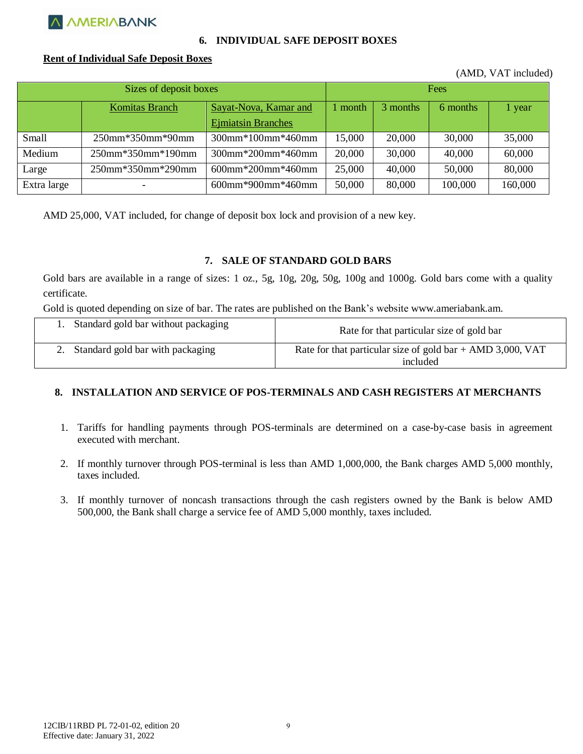## 6. INDIVIDUAL SAFE DEPOSIT BOXES

**Rent of Individual Safe Deposit Boxes**

(AMD, VAT included)

| Sizes of deposit boxes | | | Fees | | | |
|---|---|---|---|---|---|---|
| | Komitas Branch | Sayat-Nova, Kamar and Ejmiatsin Branches | 1 month | 3 months | 6 months | 1 year |
| Small | 250mm*350mm*90mm | 300mm*100mm*460mm | 15,000 | 20,000 | 30,000 | 35,000 |
| Medium | 250mm*350mm*190mm | 300mm*200mm*460mm | 20,000 | 30,000 | 40,000 | 60,000 |
| Large | 250mm*350mm*290mm | 600mm*200mm*460mm | 25,000 | 40,000 | 50,000 | 80,000 |
| Extra large | - | 600mm*900mm*460mm | 50,000 | 80,000 | 100,000 | 160,000 |

AMD 25,000, VAT included, for change of deposit box lock and provision of a new key.

## 7. SALE OF STANDARD GOLD BARS

Gold bars are available in a range of sizes: 1 oz., 5g, 10g, 20g, 50g, 100g and 1000g. Gold bars come with a quality certificate.

Gold is quoted depending on size of bar. The rates are published on the Bank's website www.ameriabank.am.

| | |
|---|---|
| 1. Standard gold bar without packaging | Rate for that particular size of gold bar |
| 2. Standard gold bar with packaging | Rate for that particular size of gold bar + AMD 3,000, VAT included |

## 8. INSTALLATION AND SERVICE OF POS-TERMINALS AND CASH REGISTERS AT MERCHANTS

1. Tariffs for handling payments through POS-terminals are determined on a case-by-case basis in agreement executed with merchant.

2. If monthly turnover through POS-terminal is less than AMD 1,000,000, the Bank charges AMD 5,000 monthly, taxes included.

3. If monthly turnover of noncash transactions through the cash registers owned by the Bank is below AMD 500,000, the Bank shall charge a service fee of AMD 5,000 monthly, taxes included.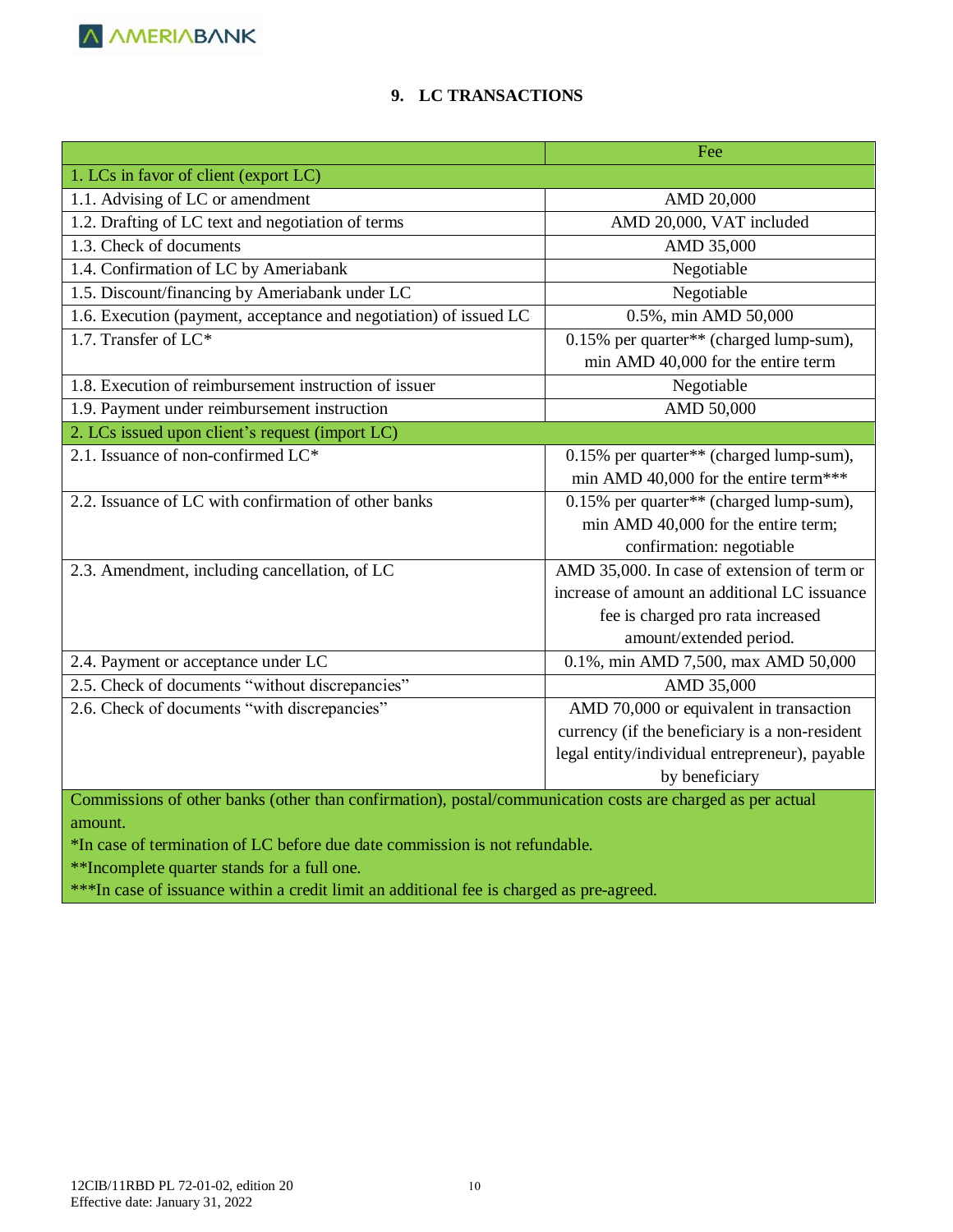## 9. LC TRANSACTIONS

| | Fee |
|---|---|
| 1. LCs in favor of client (export LC) | |
| 1.1. Advising of LC or amendment | AMD 20,000 |
| 1.2. Drafting of LC text and negotiation of terms | AMD 20,000, VAT included |
| 1.3. Check of documents | AMD 35,000 |
| 1.4. Confirmation of LC by Ameriabank | Negotiable |
| 1.5. Discount/financing by Ameriabank under LC | Negotiable |
| 1.6. Execution (payment, acceptance and negotiation) of issued LC | 0.5%, min AMD 50,000 |
| 1.7. Transfer of LC* | 0.15% per quarter** (charged lump-sum), min AMD 40,000 for the entire term |
| 1.8. Execution of reimbursement instruction of issuer | Negotiable |
| 1.9. Payment under reimbursement instruction | AMD 50,000 |
| 2. LCs issued upon client's request (import LC) | |
| 2.1. Issuance of non-confirmed LC* | 0.15% per quarter** (charged lump-sum), min AMD 40,000 for the entire term*** |
| 2.2. Issuance of LC with confirmation of other banks | 0.15% per quarter** (charged lump-sum), min AMD 40,000 for the entire term; confirmation: negotiable |
| 2.3. Amendment, including cancellation, of LC | AMD 35,000. In case of extension of term or increase of amount an additional LC issuance fee is charged pro rata increased amount/extended period. |
| 2.4. Payment or acceptance under LC | 0.1%, min AMD 7,500, max AMD 50,000 |
| 2.5. Check of documents "without discrepancies" | AMD 35,000 |
| 2.6. Check of documents "with discrepancies" | AMD 70,000 or equivalent in transaction currency (if the beneficiary is a non-resident legal entity/individual entrepreneur), payable by beneficiary |

Commissions of other banks (other than confirmation), postal/communication costs are charged as per actual amount.

*In case of termination of LC before due date commission is not refundable.

**Incomplete quarter stands for a full one.

***In case of issuance within a credit limit an additional fee is charged as pre-agreed.

12CIB/11RBD PL 72-01-02, edition 20
Effective date: January 31, 2022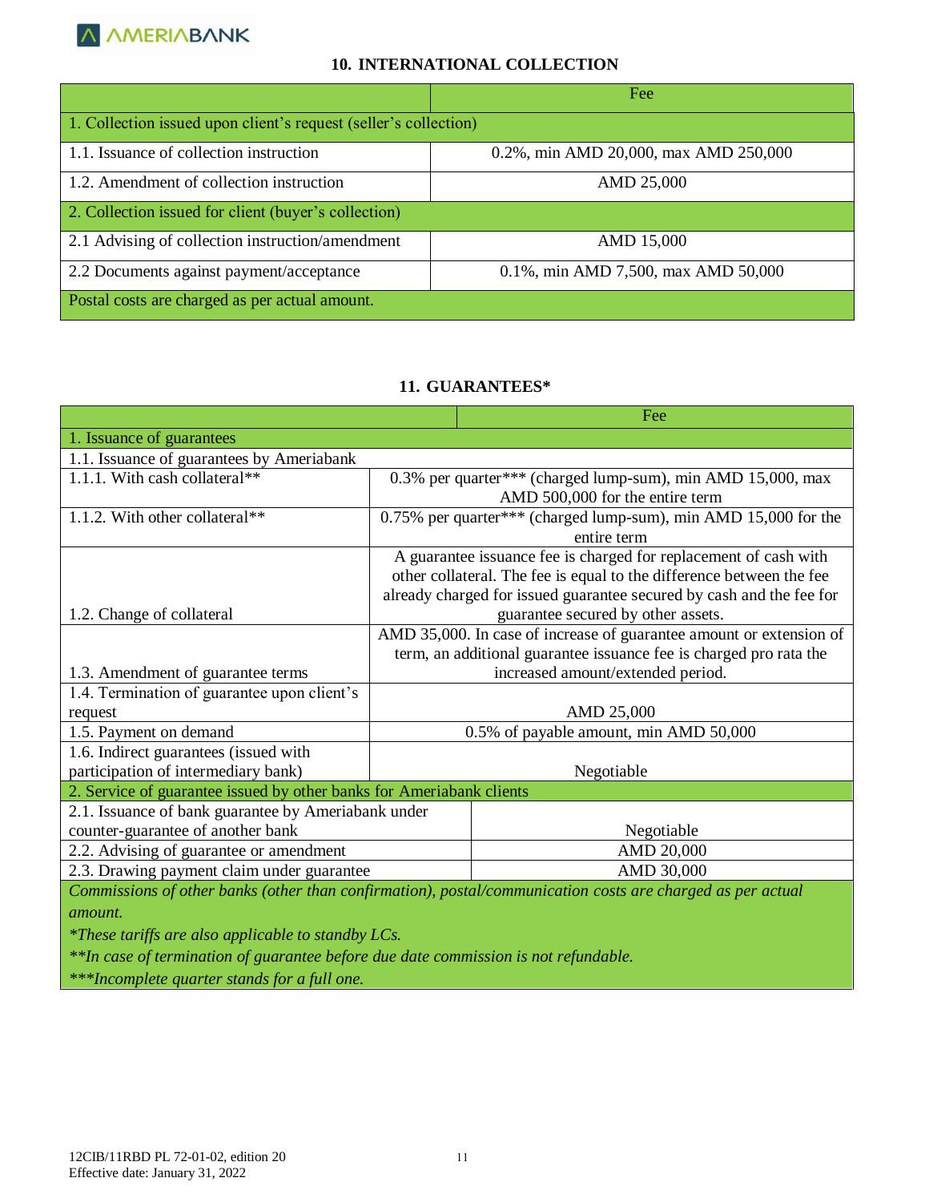## 10. INTERNATIONAL COLLECTION

| | Fee |
|---|---|
| 1. Collection issued upon client's request (seller's collection) | |
| 1.1. Issuance of collection instruction | 0.2%, min AMD 20,000, max AMD 250,000 |
| 1.2. Amendment of collection instruction | AMD 25,000 |
| 2. Collection issued for client (buyer's collection) | |
| 2.1 Advising of collection instruction/amendment | AMD 15,000 |
| 2.2 Documents against payment/acceptance | 0.1%, min AMD 7,500, max AMD 50,000 |
| Postal costs are charged as per actual amount. | |

## 11. GUARANTEES*

| | Fee |
|---|---|
| 1. Issuance of guarantees | |
| 1.1. Issuance of guarantees by Ameriabank | |
| 1.1.1. With cash collateral** | 0.3% per quarter*** (charged lump-sum), min AMD 15,000, max AMD 500,000 for the entire term |
| 1.1.2. With other collateral** | 0.75% per quarter*** (charged lump-sum), min AMD 15,000 for the entire term |
| 1.2. Change of collateral | A guarantee issuance fee is charged for replacement of cash with other collateral. The fee is equal to the difference between the fee already charged for issued guarantee secured by cash and the fee for guarantee secured by other assets. |
| 1.3. Amendment of guarantee terms | AMD 35,000. In case of increase of guarantee amount or extension of term, an additional guarantee issuance fee is charged pro rata the increased amount/extended period. |
| 1.4. Termination of guarantee upon client's request | AMD 25,000 |
| 1.5. Payment on demand | 0.5% of payable amount, min AMD 50,000 |
| 1.6. Indirect guarantees (issued with participation of intermediary bank) | Negotiable |
| 2. Service of guarantee issued by other banks for Ameriabank clients | |
| 2.1. Issuance of bank guarantee by Ameriabank under counter-guarantee of another bank | Negotiable |
| 2.2. Advising of guarantee or amendment | AMD 20,000 |
| 2.3. Drawing payment claim under guarantee | AMD 30,000 |

*Commissions of other banks (other than confirmation), postal/communication costs are charged as per actual amount.*

*\*These tariffs are also applicable to standby LCs.*

*\*\*In case of termination of guarantee before due date commission is not refundable.*

*\*\*\*Incomplete quarter stands for a full one.*

12CIB/11RBD PL 72-01-02, edition 20
Effective date: January 31, 2022